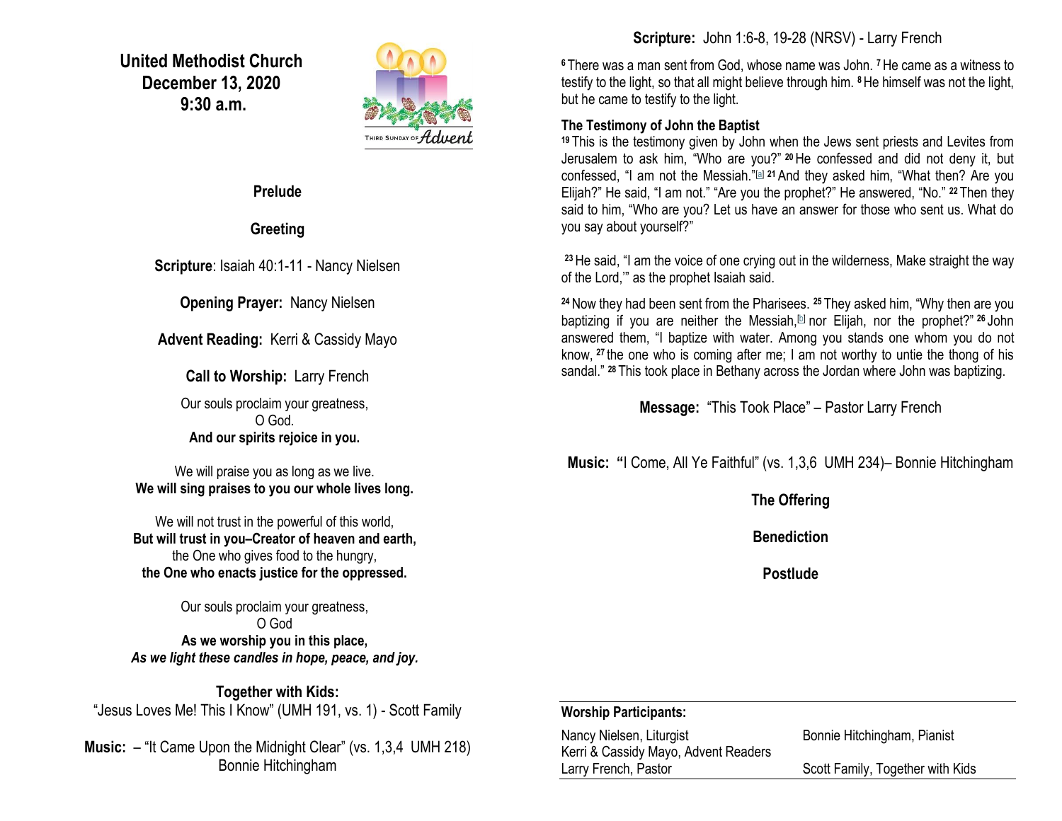# United Methodist Church
## December 13, 2020
## 9:30 a.m.

THIRD SUNDAY OF *Advent*

**Prelude**

**Greeting**

**Scripture**: Isaiah 40:1-11 - Nancy Nielsen

**Opening Prayer:** Nancy Nielsen

**Advent Reading:** Kerri & Cassidy Mayo

**Call to Worship:** Larry French

Our souls proclaim your greatness,
O God.
**And our spirits rejoice in you.**

We will praise you as long as we live.
**We will sing praises to you our whole lives long.**

We will not trust in the powerful of this world,
**But will trust in you–Creator of heaven and earth,**
the One who gives food to the hungry,
**the One who enacts justice for the oppressed.**

Our souls proclaim your greatness,
O God
**As we worship you in this place,**
***As we light these candles in hope, peace, and joy.***

**Together with Kids:**
"Jesus Loves Me! This I Know" (UMH 191, vs. 1) - Scott Family

**Music:** – "It Came Upon the Midnight Clear" (vs. 1,3,4 UMH 218)
Bonnie Hitchingham

**Scripture:** John 1:6-8, 19-28 (NRSV) - Larry French

[6] There was a man sent from God, whose name was John. [7] He came as a witness to testify to the light, so that all might believe through him. [8] He himself was not the light, but he came to testify to the light.

**The Testimony of John the Baptist**

[19] This is the testimony given by John when the Jews sent priests and Levites from Jerusalem to ask him, "Who are you?" [20] He confessed and did not deny it, but confessed, "I am not the Messiah."[a] [21] And they asked him, "What then? Are you Elijah?" He said, "I am not." "Are you the prophet?" He answered, "No." [22] Then they said to him, "Who are you? Let us have an answer for those who sent us. What do you say about yourself?"

[23] He said, "I am the voice of one crying out in the wilderness, Make straight the way of the Lord,'" as the prophet Isaiah said.

[24] Now they had been sent from the Pharisees. [25] They asked him, "Why then are you baptizing if you are neither the Messiah,[b] nor Elijah, nor the prophet?" [26] John answered them, "I baptize with water. Among you stands one whom you do not know, [27] the one who is coming after me; I am not worthy to untie the thong of his sandal." [28] This took place in Bethany across the Jordan where John was baptizing.

**Message:** "This Took Place" – Pastor Larry French

**Music: "**I Come, All Ye Faithful" (vs. 1,3,6 UMH 234)– Bonnie Hitchingham

**The Offering**

**Benediction**

**Postlude**

**Worship Participants:**

| | |
|---|---|
| Nancy Nielsen, Liturgist | Bonnie Hitchingham, Pianist |
| Kerri & Cassidy Mayo, Advent Readers | |
| Larry French, Pastor | Scott Family, Together with Kids |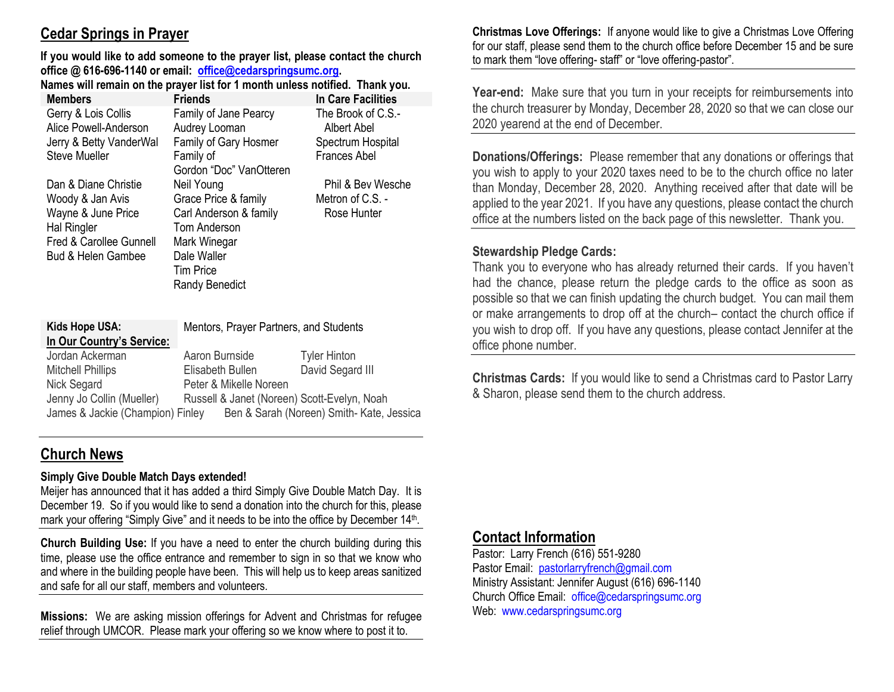## Cedar Springs in Prayer

**If you would like to add someone to the prayer list, please contact the church office @ 616-696-1140 or email: office@cedarspringsumc.org.**
**Names will remain on the prayer list for 1 month unless notified. Thank you.**

| Members | Friends | In Care Facilities |
|---|---|---|
| Gerry & Lois Collis | Family of Jane Pearcy | The Brook of C.S.- Albert Abel |
| Alice Powell-Anderson | Audrey Looman | Spectrum Hospital |
| Jerry & Betty VanderWal | Family of Gary Hosmer | Frances Abel |
| Steve Mueller | Family of Gordon "Doc" VanOtteren | |
| Dan & Diane Christie | Neil Young | Phil & Bev Wesche |
| Woody & Jan Avis | Grace Price & family | Metron of C.S. - Rose Hunter |
| Wayne & June Price | Carl Anderson & family | |
| Hal Ringler | Tom Anderson | |
| Fred & Carollee Gunnell | Mark Winegar | |
| Bud & Helen Gambee | Dale Waller | |
| | Tim Price | |
| | Randy Benedict | |

**Kids Hope USA:** Mentors, Prayer Partners, and Students

**In Our Country's Service:**

| | | |
|---|---|---|
| Jordan Ackerman | Aaron Burnside | Tyler Hinton |
| Mitchell Phillips | Elisabeth Bullen | David Segard III |
| Nick Segard | Peter & Mikelle Noreen | |
| Jenny Jo Collin (Mueller) | Russell & Janet (Noreen) Scott-Evelyn, Noah | |
| James & Jackie (Champion) Finley | Ben & Sarah (Noreen) Smith- Kate, Jessica | |

## Church News

**Simply Give Double Match Days extended!**
Meijer has announced that it has added a third Simply Give Double Match Day. It is December 19. So if you would like to send a donation into the church for this, please mark your offering "Simply Give" and it needs to be into the office by December 14th.

**Church Building Use:** If you have a need to enter the church building during this time, please use the office entrance and remember to sign in so that we know who and where in the building people have been. This will help us to keep areas sanitized and safe for all our staff, members and volunteers.

**Missions:** We are asking mission offerings for Advent and Christmas for refugee relief through UMCOR. Please mark your offering so we know where to post it to.

**Christmas Love Offerings:** If anyone would like to give a Christmas Love Offering for our staff, please send them to the church office before December 15 and be sure to mark them "love offering- staff" or "love offering-pastor".

**Year-end:** Make sure that you turn in your receipts for reimbursements into the church treasurer by Monday, December 28, 2020 so that we can close our 2020 yearend at the end of December.

**Donations/Offerings:** Please remember that any donations or offerings that you wish to apply to your 2020 taxes need to be to the church office no later than Monday, December 28, 2020. Anything received after that date will be applied to the year 2021. If you have any questions, please contact the church office at the numbers listed on the back page of this newsletter. Thank you.

**Stewardship Pledge Cards:**
Thank you to everyone who has already returned their cards. If you haven't had the chance, please return the pledge cards to the office as soon as possible so that we can finish updating the church budget. You can mail them or make arrangements to drop off at the church– contact the church office if you wish to drop off. If you have any questions, please contact Jennifer at the office phone number.

**Christmas Cards:** If you would like to send a Christmas card to Pastor Larry & Sharon, please send them to the church address.

## Contact Information

Pastor: Larry French (616) 551-9280
Pastor Email: pastorlarryfrench@gmail.com
Ministry Assistant: Jennifer August (616) 696-1140
Church Office Email: office@cedarspringsumc.org
Web: www.cedarspringsumc.org